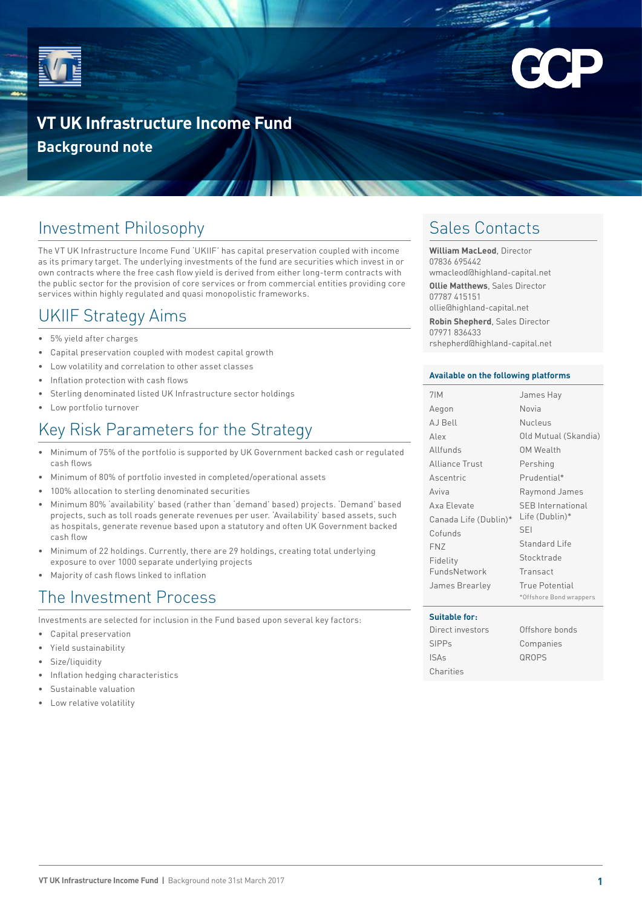# VT UK Infrastructure Income Fund

## Background note

## Investment Philosophy

The VT UK Infrastructure Income Fund 'UKIIF' has capital preservation coupled with income as its primary target. The underlying investments of the fund are securities which invest in or own contracts where the free cash flow yield is derived from either long-term contracts with the public sector for the provision of core services or from commercial entities providing core services within highly regulated and quasi monopolistic frameworks.

## UKIIF Strategy Aims

- 5% yield after charges
- Capital preservation coupled with modest capital growth
- Low volatility and correlation to other asset classes
- Inflation protection with cash flows
- Sterling denominated listed UK Infrastructure sector holdings
- Low portfolio turnover

## Key Risk Parameters for the Strategy

- Minimum of 75% of the portfolio is supported by UK Government backed cash or regulated cash flows
- Minimum of 80% of portfolio invested in completed/operational assets
- 100% allocation to sterling denominated securities
- Minimum 80% 'availability' based (rather than 'demand' based) projects. 'Demand' based projects, such as toll roads generate revenues per user. 'Availability' based assets, such as hospitals, generate revenue based upon a statutory and often UK Government backed cash flow
- Minimum of 22 holdings. Currently, there are 29 holdings, creating total underlying exposure to over 1000 separate underlying projects
- Majority of cash flows linked to inflation

## The Investment Process

Investments are selected for inclusion in the Fund based upon several key factors:

- Capital preservation
- Yield sustainability
- Size/liquidity
- Inflation hedging characteristics
- Sustainable valuation
- Low relative volatility

## Sales Contacts

**William MacLeod**, Director
07836 695442
wmacleod@highland-capital.net

**Ollie Matthews**, Sales Director
07787 415151
ollie@highland-capital.net

**Robin Shepherd**, Sales Director
07971 836433
rshepherd@highland-capital.net

### Available on the following platforms

| | |
|---|---|
| 7IM | James Hay |
| Aegon | Novia |
| AJ Bell | Nucleus |
| Alex | Old Mutual (Skandia) |
| Allfunds | OM Wealth |
| Alliance Trust | Pershing |
| Ascentric | Prudential* |
| Aviva | Raymond James |
| Axa Elevate | SEB International Life (Dublin)* |
| Canada Life (Dublin)* | SEI |
| Cofunds | Standard Life |
| FNZ | Stocktrade |
| Fidelity FundsNetwork | Transact |
| James Brearley | True Potential |

*Offshore Bond wrappers

### Suitable for:

| | |
|---|---|
| Direct investors | Offshore bonds |
| SIPPs | Companies |
| ISAs | QROPS |
| Charities | |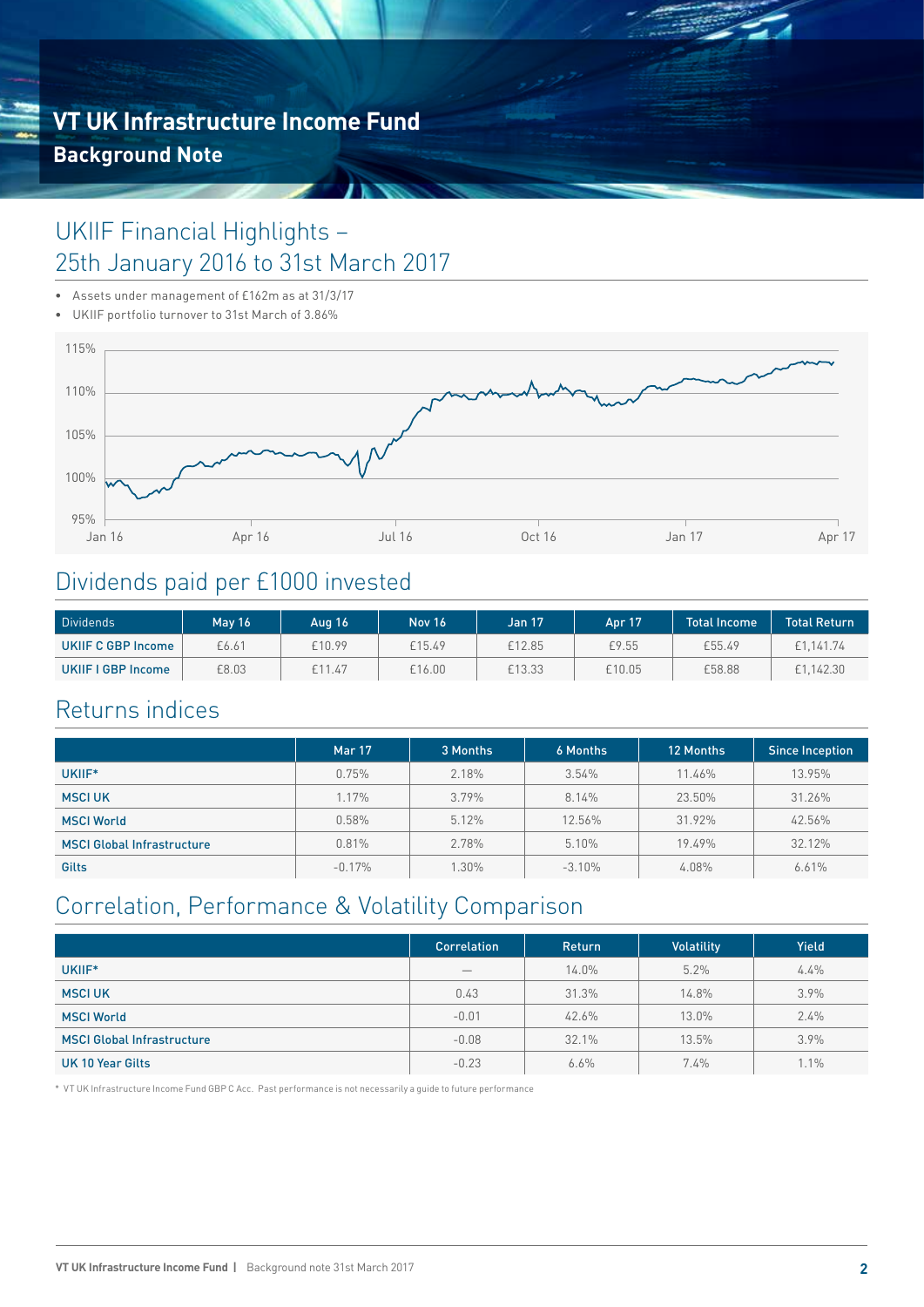# VT UK Infrastructure Income Fund

## Background Note

## UKIIF Financial Highlights – 25th January 2016 to 31st March 2017

- Assets under management of £162m as at 31/3/17
- UKIIF portfolio turnover to 31st March of 3.86%

115%
110%
105%
100%
95%
Jan 16
Apr 16
Jul 16
Oct 16
Jan 17
Apr 17

## Dividends paid per £1000 invested

| Dividends | May 16 | Aug 16 | Nov 16 | Jan 17 | Apr 17 | Total Income | Total Return |
|---|---|---|---|---|---|---|---|
| UKIIF C GBP Income | £6.61 | £10.99 | £15.49 | £12.85 | £9.55 | £55.49 | £1,141.74 |
| UKIIF I GBP Income | £8.03 | £11.47 | £16.00 | £13.33 | £10.05 | £58.88 | £1,142.30 |

## Returns indices

| | Mar 17 | 3 Months | 6 Months | 12 Months | Since Inception |
|---|---|---|---|---|---|
| UKIIF* | 0.75% | 2.18% | 3.54% | 11.46% | 13.95% |
| MSCI UK | 1.17% | 3.79% | 8.14% | 23.50% | 31.26% |
| MSCI World | 0.58% | 5.12% | 12.56% | 31.92% | 42.56% |
| MSCI Global Infrastructure | 0.81% | 2.78% | 5.10% | 19.49% | 32.12% |
| Gilts | -0.17% | 1.30% | -3.10% | 4.08% | 6.61% |

## Correlation, Performance & Volatility Comparison

| | Correlation | Return | Volatility | Yield |
|---|---|---|---|---|
| UKIIF* | — | 14.0% | 5.2% | 4.4% |
| MSCI UK | 0.43 | 31.3% | 14.8% | 3.9% |
| MSCI World | -0.01 | 42.6% | 13.0% | 2.4% |
| MSCI Global Infrastructure | -0.08 | 32.1% | 13.5% | 3.9% |
| UK 10 Year Gilts | -0.23 | 6.6% | 7.4% | 1.1% |

* VT UK Infrastructure Income Fund GBP C Acc. Past performance is not necessarily a guide to future performance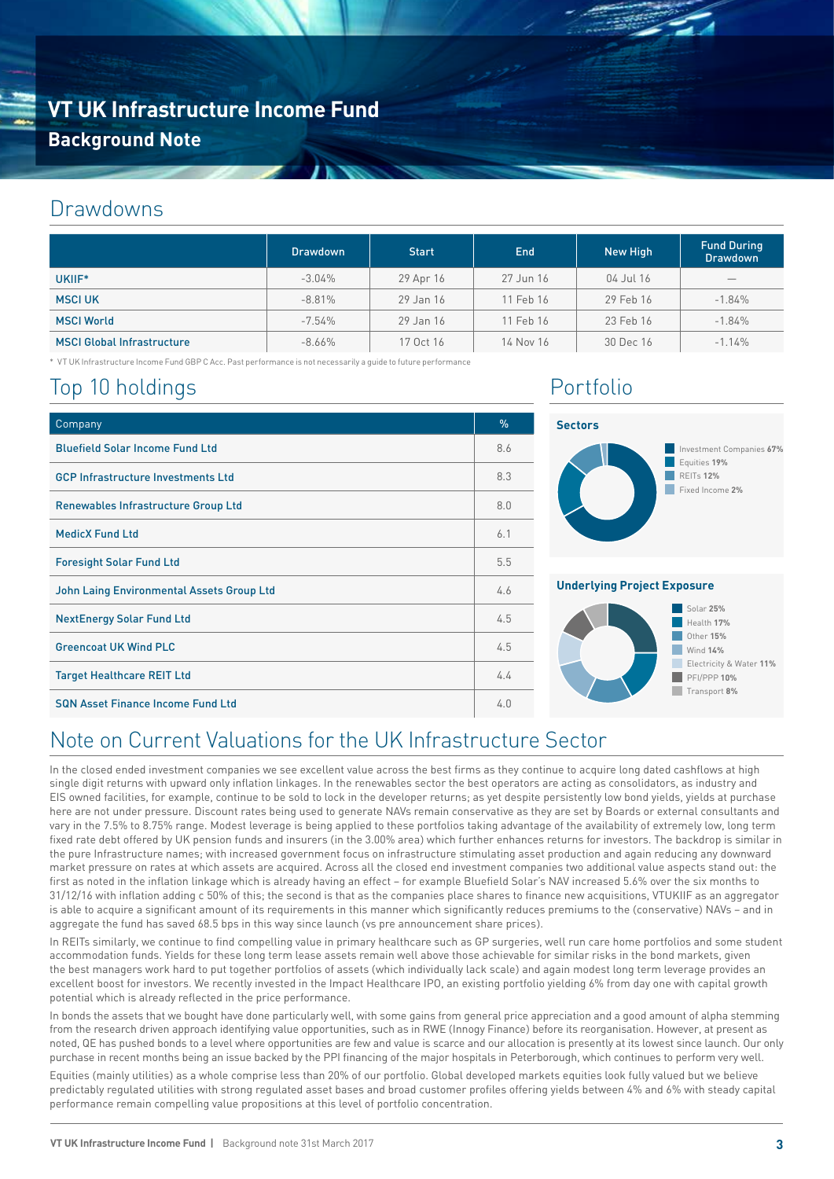# VT UK Infrastructure Income Fund
## Background Note

## Drawdowns

| | Drawdown | Start | End | New High | Fund During Drawdown |
|---|---|---|---|---|---|
| UKIIF* | -3.04% | 29 Apr 16 | 27 Jun 16 | 04 Jul 16 | — |
| MSCI UK | -8.81% | 29 Jan 16 | 11 Feb 16 | 29 Feb 16 | -1.84% |
| MSCI World | -7.54% | 29 Jan 16 | 11 Feb 16 | 23 Feb 16 | -1.84% |
| MSCI Global Infrastructure | -8.66% | 17 Oct 16 | 14 Nov 16 | 30 Dec 16 | -1.14% |

* VT UK Infrastructure Income Fund GBP C Acc. Past performance is not necessarily a guide to future performance

## Top 10 holdings

| Company | % |
|---|---|
| Bluefield Solar Income Fund Ltd | 8.6 |
| GCP Infrastructure Investments Ltd | 8.3 |
| Renewables Infrastructure Group Ltd | 8.0 |
| MedicX Fund Ltd | 6.1 |
| Foresight Solar Fund Ltd | 5.5 |
| John Laing Environmental Assets Group Ltd | 4.6 |
| NextEnergy Solar Fund Ltd | 4.5 |
| Greencoat UK Wind PLC | 4.5 |
| Target Healthcare REIT Ltd | 4.4 |
| SQN Asset Finance Income Fund Ltd | 4.0 |

## Portfolio

### Sectors

- Investment Companies **67%**
- Equities **19%**
- REITs **12%**
- Fixed Income **2%**

### Underlying Project Exposure

- Solar **25%**
- Health **17%**
- Other **15%**
- Wind **14%**
- Electricity & Water **11%**
- PFI/PPP **10%**
- Transport **8%**

## Note on Current Valuations for the UK Infrastructure Sector

In the closed ended investment companies we see excellent value across the best firms as they continue to acquire long dated cashflows at high single digit returns with upward only inflation linkages. In the renewables sector the best operators are acting as consolidators, as industry and EIS owned facilities, for example, continue to be sold to lock in the developer returns; as yet despite persistently low bond yields, yields at purchase here are not under pressure. Discount rates being used to generate NAVs remain conservative as they are set by Boards or external consultants and vary in the 7.5% to 8.75% range. Modest leverage is being applied to these portfolios taking advantage of the availability of extremely low, long term fixed rate debt offered by UK pension funds and insurers (in the 3.00% area) which further enhances returns for investors. The backdrop is similar in the pure Infrastructure names; with increased government focus on infrastructure stimulating asset production and again reducing any downward market pressure on rates at which assets are acquired. Across all the closed end investment companies two additional value aspects stand out: the first as noted in the inflation linkage which is already having an effect – for example Bluefield Solar's NAV increased 5.6% over the six months to 31/12/16 with inflation adding c 50% of this; the second is that as the companies place shares to finance new acquisitions, VTUKIIF as an aggregator is able to acquire a significant amount of its requirements in this manner which significantly reduces premiums to the (conservative) NAVs – and in aggregate the fund has saved 68.5 bps in this way since launch (vs pre announcement share prices).

In REITs similarly, we continue to find compelling value in primary healthcare such as GP surgeries, well run care home portfolios and some student accommodation funds. Yields for these long term lease assets remain well above those achievable for similar risks in the bond markets, given the best managers work hard to put together portfolios of assets (which individually lack scale) and again modest long term leverage provides an excellent boost for investors. We recently invested in the Impact Healthcare IPO, an existing portfolio yielding 6% from day one with capital growth potential which is already reflected in the price performance.

In bonds the assets that we bought have done particularly well, with some gains from general price appreciation and a good amount of alpha stemming from the research driven approach identifying value opportunities, such as in RWE (Innogy Finance) before its reorganisation. However, at present as noted, QE has pushed bonds to a level where opportunities are few and value is scarce and our allocation is presently at its lowest since launch. Our only purchase in recent months being an issue backed by the PPI financing of the major hospitals in Peterborough, which continues to perform very well.

Equities (mainly utilities) as a whole comprise less than 20% of our portfolio. Global developed markets equities look fully valued but we believe predictably regulated utilities with strong regulated asset bases and broad customer profiles offering yields between 4% and 6% with steady capital performance remain compelling value propositions at this level of portfolio concentration.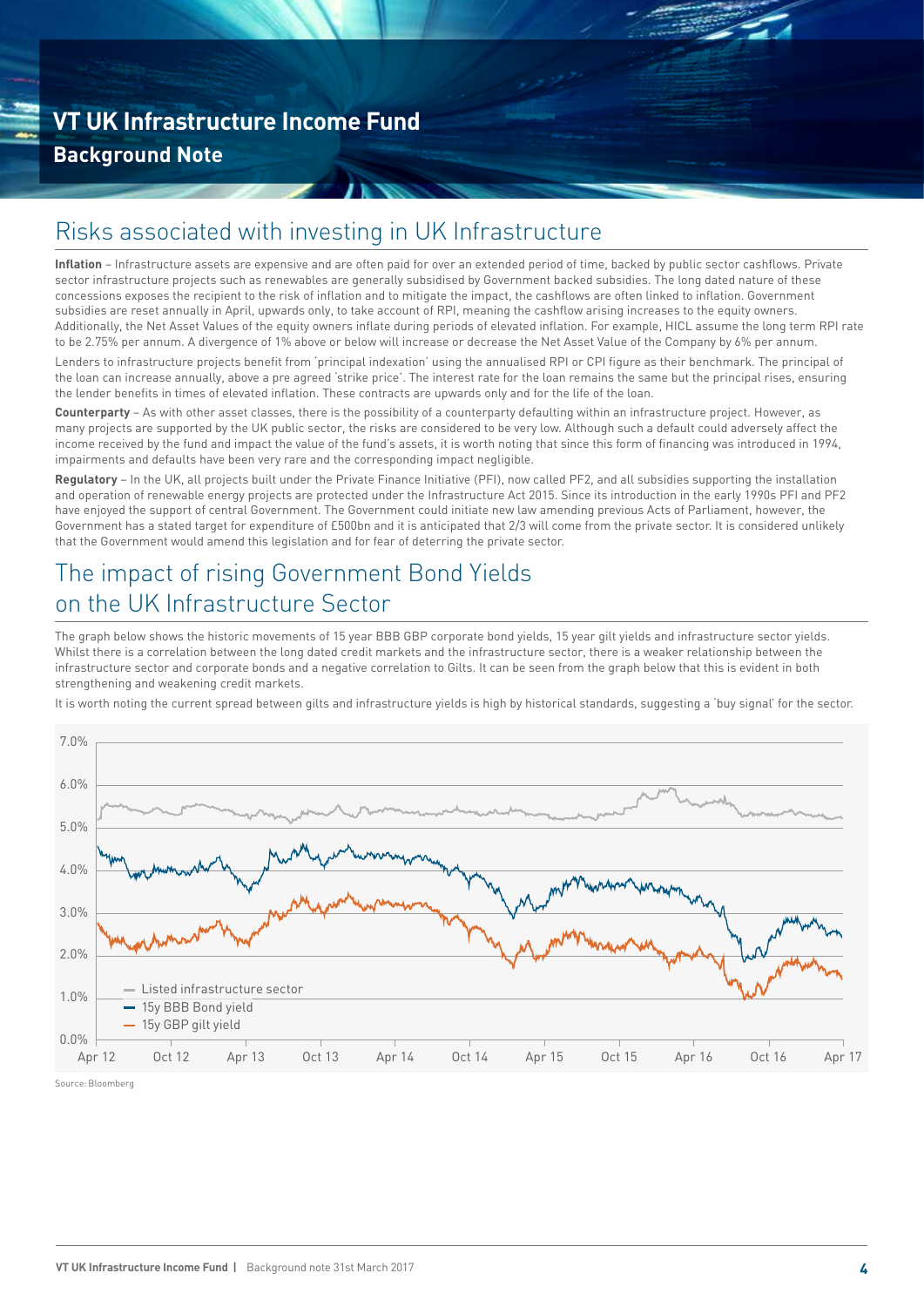# VT UK Infrastructure Income Fund

## Background Note

## Risks associated with investing in UK Infrastructure

**Inflation** – Infrastructure assets are expensive and are often paid for over an extended period of time, backed by public sector cashflows. Private sector infrastructure projects such as renewables are generally subsidised by Government backed subsidies. The long dated nature of these concessions exposes the recipient to the risk of inflation and to mitigate the impact, the cashflows are often linked to inflation. Government subsidies are reset annually in April, upwards only, to take account of RPI, meaning the cashflow arising increases to the equity owners. Additionally, the Net Asset Values of the equity owners inflate during periods of elevated inflation. For example, HICL assume the long term RPI rate to be 2.75% per annum. A divergence of 1% above or below will increase or decrease the Net Asset Value of the Company by 6% per annum.

Lenders to infrastructure projects benefit from 'principal indexation' using the annualised RPI or CPI figure as their benchmark. The principal of the loan can increase annually, above a pre agreed 'strike price'. The interest rate for the loan remains the same but the principal rises, ensuring the lender benefits in times of elevated inflation. These contracts are upwards only and for the life of the loan.

**Counterparty** – As with other asset classes, there is the possibility of a counterparty defaulting within an infrastructure project. However, as many projects are supported by the UK public sector, the risks are considered to be very low. Although such a default could adversely affect the income received by the fund and impact the value of the fund's assets, it is worth noting that since this form of financing was introduced in 1994, impairments and defaults have been very rare and the corresponding impact negligible.

**Regulatory** – In the UK, all projects built under the Private Finance Initiative (PFI), now called PF2, and all subsidies supporting the installation and operation of renewable energy projects are protected under the Infrastructure Act 2015. Since its introduction in the early 1990s PFI and PF2 have enjoyed the support of central Government. The Government could initiate new law amending previous Acts of Parliament, however, the Government has a stated target for expenditure of £500bn and it is anticipated that 2/3 will come from the private sector. It is considered unlikely that the Government would amend this legislation and for fear of deterring the private sector.

## The impact of rising Government Bond Yields on the UK Infrastructure Sector

The graph below shows the historic movements of 15 year BBB GBP corporate bond yields, 15 year gilt yields and infrastructure sector yields. Whilst there is a correlation between the long dated credit markets and the infrastructure sector, there is a weaker relationship between the infrastructure sector and corporate bonds and a negative correlation to Gilts. It can be seen from the graph below that this is evident in both strengthening and weakening credit markets.

It is worth noting the current spread between gilts and infrastructure yields is high by historical standards, suggesting a 'buy signal' for the sector.

7.0%
6.0%
5.0%
4.0%
3.0%
2.0%
1.0%
0.0%

Apr 12 Oct 12 Apr 13 Oct 13 Apr 14 Oct 14 Apr 15 Oct 15 Apr 16 Oct 16 Apr 17

Listed infrastructure sector
15y BBB Bond yield
15y GBP gilt yield

Source: Bloomberg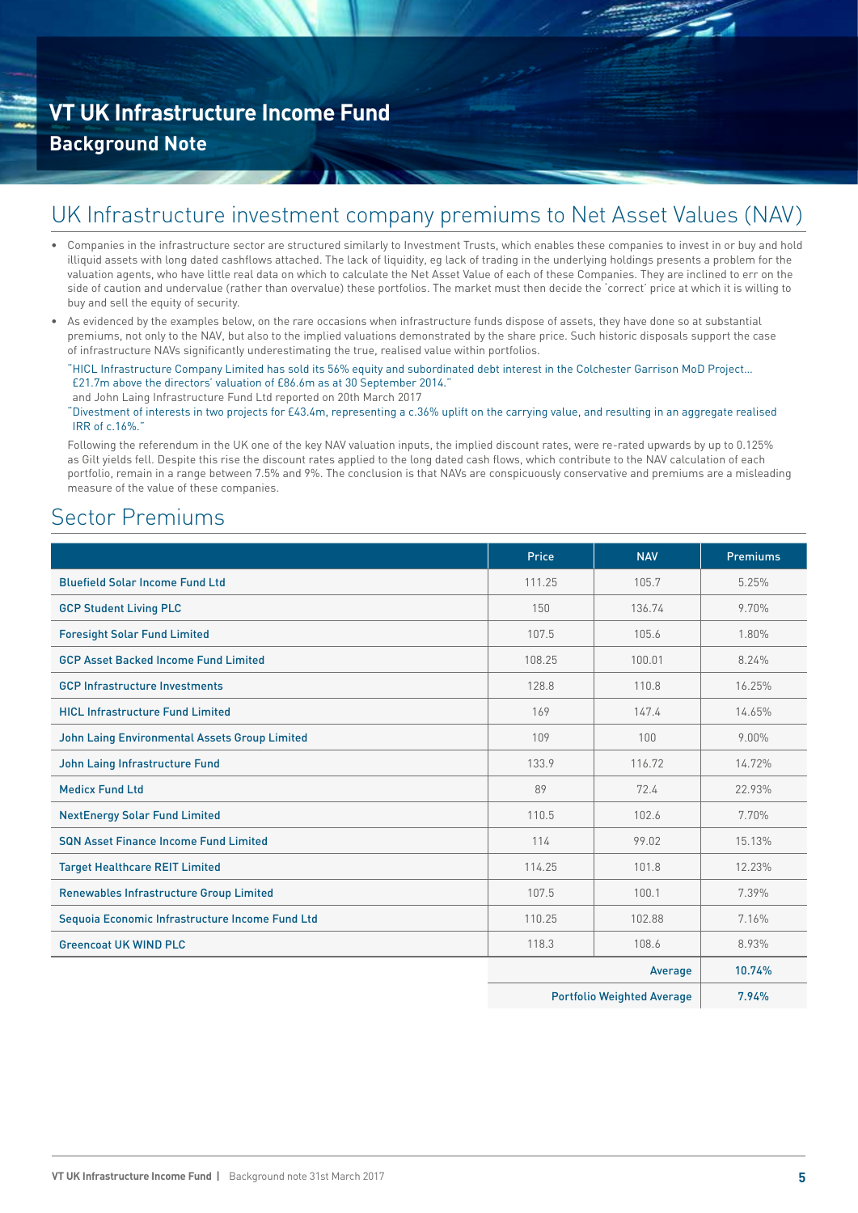# VT UK Infrastructure Income Fund

## Background Note

## UK Infrastructure investment company premiums to Net Asset Values (NAV)

- Companies in the infrastructure sector are structured similarly to Investment Trusts, which enables these companies to invest in or buy and hold illiquid assets with long dated cashflows attached. The lack of liquidity, eg lack of trading in the underlying holdings presents a problem for the valuation agents, who have little real data on which to calculate the Net Asset Value of each of these Companies. They are inclined to err on the side of caution and undervalue (rather than overvalue) these portfolios. The market must then decide the 'correct' price at which it is willing to buy and sell the equity of security.
- As evidenced by the examples below, on the rare occasions when infrastructure funds dispose of assets, they have done so at substantial premiums, not only to the NAV, but also to the implied valuations demonstrated by the share price. Such historic disposals support the case of infrastructure NAVs significantly underestimating the true, realised value within portfolios.

  "HICL Infrastructure Company Limited has sold its 56% equity and subordinated debt interest in the Colchester Garrison MoD Project... £21.7m above the directors' valuation of £86.6m as at 30 September 2014."

  and John Laing Infrastructure Fund Ltd reported on 20th March 2017

  "Divestment of interests in two projects for £43.4m, representing a c.36% uplift on the carrying value, and resulting in an aggregate realised IRR of c.16%."

  Following the referendum in the UK one of the key NAV valuation inputs, the implied discount rates, were re-rated upwards by up to 0.125% as Gilt yields fell. Despite this rise the discount rates applied to the long dated cash flows, which contribute to the NAV calculation of each portfolio, remain in a range between 7.5% and 9%. The conclusion is that NAVs are conspicuously conservative and premiums are a misleading measure of the value of these companies.

## Sector Premiums

| | Price | NAV | Premiums |
|---|---|---|---|
| Bluefield Solar Income Fund Ltd | 111.25 | 105.7 | 5.25% |
| GCP Student Living PLC | 150 | 136.74 | 9.70% |
| Foresight Solar Fund Limited | 107.5 | 105.6 | 1.80% |
| GCP Asset Backed Income Fund Limited | 108.25 | 100.01 | 8.24% |
| GCP Infrastructure Investments | 128.8 | 110.8 | 16.25% |
| HICL Infrastructure Fund Limited | 169 | 147.4 | 14.65% |
| John Laing Environmental Assets Group Limited | 109 | 100 | 9.00% |
| John Laing Infrastructure Fund | 133.9 | 116.72 | 14.72% |
| Medicx Fund Ltd | 89 | 72.4 | 22.93% |
| NextEnergy Solar Fund Limited | 110.5 | 102.6 | 7.70% |
| SQN Asset Finance Income Fund Limited | 114 | 99.02 | 15.13% |
| Target Healthcare REIT Limited | 114.25 | 101.8 | 12.23% |
| Renewables Infrastructure Group Limited | 107.5 | 100.1 | 7.39% |
| Sequoia Economic Infrastructure Income Fund Ltd | 110.25 | 102.88 | 7.16% |
| Greencoat UK WIND PLC | 118.3 | 108.6 | 8.93% |
| | | Average | 10.74% |
| | | Portfolio Weighted Average | 7.94% |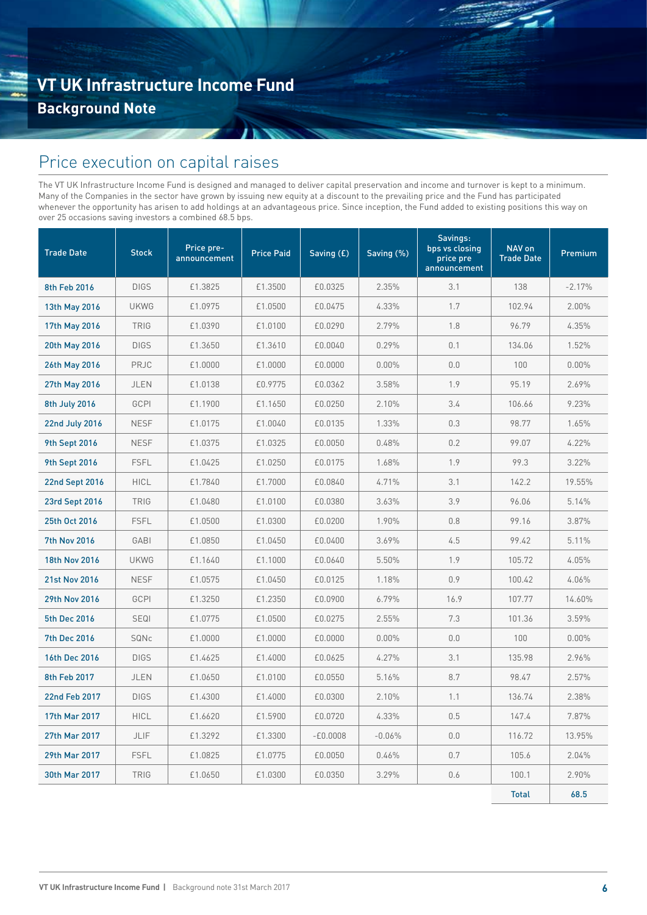# VT UK Infrastructure Income Fund

## Background Note

## Price execution on capital raises

The VT UK Infrastructure Income Fund is designed and managed to deliver capital preservation and income and turnover is kept to a minimum. Many of the Companies in the sector have grown by issuing new equity at a discount to the prevailing price and the Fund has participated whenever the opportunity has arisen to add holdings at an advantageous price. Since inception, the Fund added to existing positions this way on over 25 occasions saving investors a combined 68.5 bps.

| Trade Date | Stock | Price pre-announcement | Price Paid | Saving (£) | Saving (%) | Savings: bps vs closing price pre announcement | NAV on Trade Date | Premium |
|---|---|---|---|---|---|---|---|---|
| 8th Feb 2016 | DIGS | £1.3825 | £1.3500 | £0.0325 | 2.35% | 3.1 | 138 | -2.17% |
| 13th May 2016 | UKWG | £1.0975 | £1.0500 | £0.0475 | 4.33% | 1.7 | 102.94 | 2.00% |
| 17th May 2016 | TRIG | £1.0390 | £1.0100 | £0.0290 | 2.79% | 1.8 | 96.79 | 4.35% |
| 20th May 2016 | DIGS | £1.3650 | £1.3610 | £0.0040 | 0.29% | 0.1 | 134.06 | 1.52% |
| 26th May 2016 | PRJC | £1.0000 | £1.0000 | £0.0000 | 0.00% | 0.0 | 100 | 0.00% |
| 27th May 2016 | JLEN | £1.0138 | £0.9775 | £0.0362 | 3.58% | 1.9 | 95.19 | 2.69% |
| 8th July 2016 | GCPI | £1.1900 | £1.1650 | £0.0250 | 2.10% | 3.4 | 106.66 | 9.23% |
| 22nd July 2016 | NESF | £1.0175 | £1.0040 | £0.0135 | 1.33% | 0.3 | 98.77 | 1.65% |
| 9th Sept 2016 | NESF | £1.0375 | £1.0325 | £0.0050 | 0.48% | 0.2 | 99.07 | 4.22% |
| 9th Sept 2016 | FSFL | £1.0425 | £1.0250 | £0.0175 | 1.68% | 1.9 | 99.3 | 3.22% |
| 22nd Sept 2016 | HICL | £1.7840 | £1.7000 | £0.0840 | 4.71% | 3.1 | 142.2 | 19.55% |
| 23rd Sept 2016 | TRIG | £1.0480 | £1.0100 | £0.0380 | 3.63% | 3.9 | 96.06 | 5.14% |
| 25th Oct 2016 | FSFL | £1.0500 | £1.0300 | £0.0200 | 1.90% | 0.8 | 99.16 | 3.87% |
| 7th Nov 2016 | GABI | £1.0850 | £1.0450 | £0.0400 | 3.69% | 4.5 | 99.42 | 5.11% |
| 18th Nov 2016 | UKWG | £1.1640 | £1.1000 | £0.0640 | 5.50% | 1.9 | 105.72 | 4.05% |
| 21st Nov 2016 | NESF | £1.0575 | £1.0450 | £0.0125 | 1.18% | 0.9 | 100.42 | 4.06% |
| 29th Nov 2016 | GCPI | £1.3250 | £1.2350 | £0.0900 | 6.79% | 16.9 | 107.77 | 14.60% |
| 5th Dec 2016 | SEQI | £1.0775 | £1.0500 | £0.0275 | 2.55% | 7.3 | 101.36 | 3.59% |
| 7th Dec 2016 | SQNc | £1.0000 | £1.0000 | £0.0000 | 0.00% | 0.0 | 100 | 0.00% |
| 16th Dec 2016 | DIGS | £1.4625 | £1.4000 | £0.0625 | 4.27% | 3.1 | 135.98 | 2.96% |
| 8th Feb 2017 | JLEN | £1.0650 | £1.0100 | £0.0550 | 5.16% | 8.7 | 98.47 | 2.57% |
| 22nd Feb 2017 | DIGS | £1.4300 | £1.4000 | £0.0300 | 2.10% | 1.1 | 136.74 | 2.38% |
| 17th Mar 2017 | HICL | £1.6620 | £1.5900 | £0.0720 | 4.33% | 0.5 | 147.4 | 7.87% |
| 27th Mar 2017 | JLIF | £1.3292 | £1.3300 | -£0.0008 | -0.06% | 0.0 | 116.72 | 13.95% |
| 29th Mar 2017 | FSFL | £1.0825 | £1.0775 | £0.0050 | 0.46% | 0.7 | 105.6 | 2.04% |
| 30th Mar 2017 | TRIG | £1.0650 | £1.0300 | £0.0350 | 3.29% | 0.6 | 100.1 | 2.90% |
| | | | | | | | Total | 68.5 |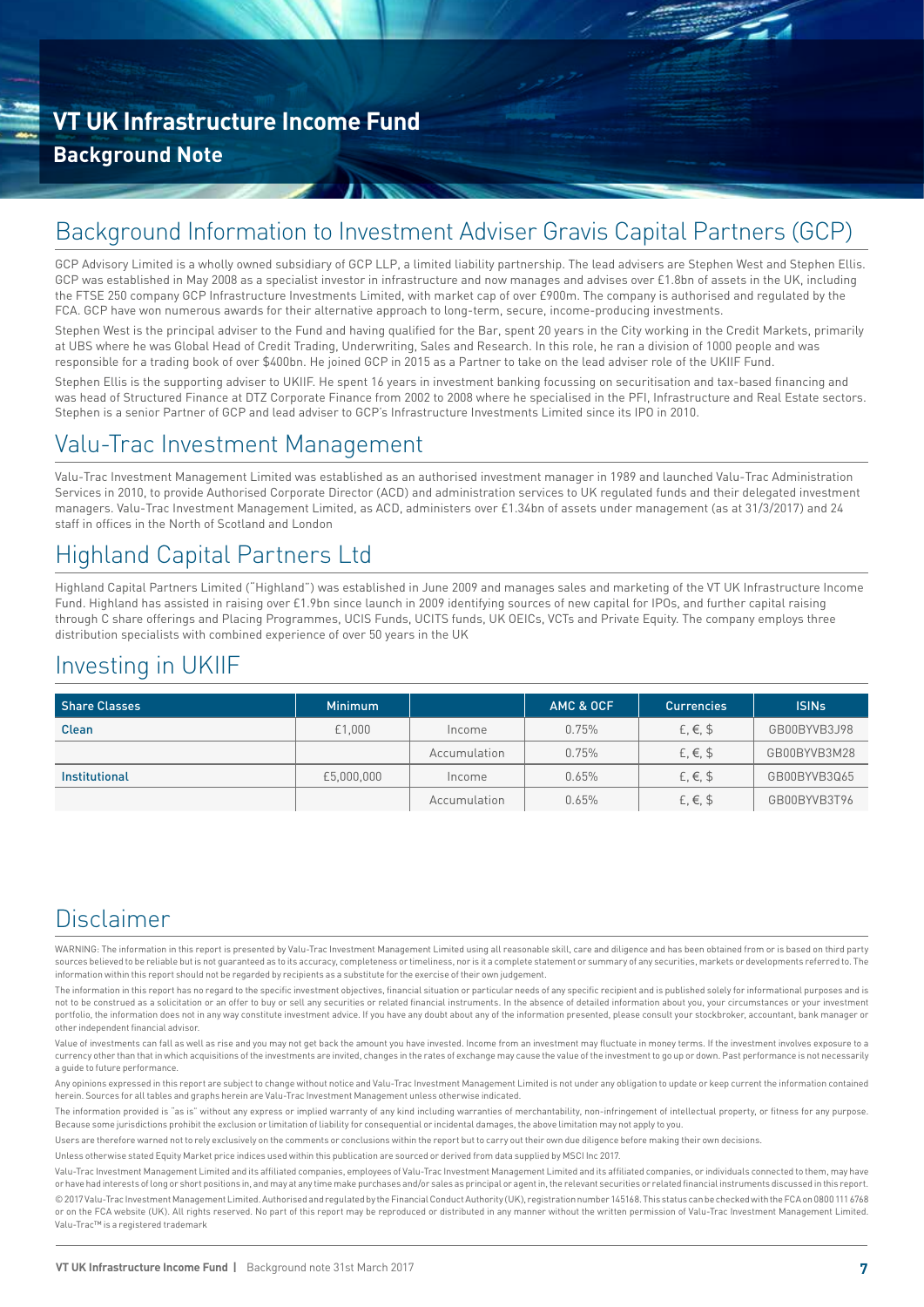# VT UK Infrastructure Income Fund

## Background Note

## Background Information to Investment Adviser Gravis Capital Partners (GCP)

GCP Advisory Limited is a wholly owned subsidiary of GCP LLP, a limited liability partnership. The lead advisers are Stephen West and Stephen Ellis. GCP was established in May 2008 as a specialist investor in infrastructure and now manages and advises over £1.8bn of assets in the UK, including the FTSE 250 company GCP Infrastructure Investments Limited, with market cap of over £900m. The company is authorised and regulated by the FCA. GCP have won numerous awards for their alternative approach to long-term, secure, income-producing investments.

Stephen West is the principal adviser to the Fund and having qualified for the Bar, spent 20 years in the City working in the Credit Markets, primarily at UBS where he was Global Head of Credit Trading, Underwriting, Sales and Research. In this role, he ran a division of 1000 people and was responsible for a trading book of over $400bn. He joined GCP in 2015 as a Partner to take on the lead adviser role of the UKIIF Fund.

Stephen Ellis is the supporting adviser to UKIIF. He spent 16 years in investment banking focussing on securitisation and tax-based financing and was head of Structured Finance at DTZ Corporate Finance from 2002 to 2008 where he specialised in the PFI, Infrastructure and Real Estate sectors. Stephen is a senior Partner of GCP and lead adviser to GCP's Infrastructure Investments Limited since its IPO in 2010.

## Valu-Trac Investment Management

Valu-Trac Investment Management Limited was established as an authorised investment manager in 1989 and launched Valu-Trac Administration Services in 2010, to provide Authorised Corporate Director (ACD) and administration services to UK regulated funds and their delegated investment managers. Valu-Trac Investment Management Limited, as ACD, administers over £1.34bn of assets under management (as at 31/3/2017) and 24 staff in offices in the North of Scotland and London

## Highland Capital Partners Ltd

Highland Capital Partners Limited ("Highland") was established in June 2009 and manages sales and marketing of the VT UK Infrastructure Income Fund. Highland has assisted in raising over £1.9bn since launch in 2009 identifying sources of new capital for IPOs, and further capital raising through C share offerings and Placing Programmes, UCIS Funds, UCITS funds, UK OEICs, VCTs and Private Equity. The company employs three distribution specialists with combined experience of over 50 years in the UK

## Investing in UKIIF

| Share Classes | Minimum | | AMC & OCF | Currencies | ISINs |
|---|---|---|---|---|---|
| **Clean** | £1,000 | Income | 0.75% | £, €, $ | GB00BYVB3J98 |
| | | Accumulation | 0.75% | £, €, $ | GB00BYVB3M28 |
| **Institutional** | £5,000,000 | Income | 0.65% | £, €, $ | GB00BYVB3Q65 |
| | | Accumulation | 0.65% | £, €, $ | GB00BYVB3T96 |

## Disclaimer

WARNING: The information in this report is presented by Valu-Trac Investment Management Limited using all reasonable skill, care and diligence and has been obtained from or is based on third party sources believed to be reliable but is not guaranteed as to its accuracy, completeness or timeliness, nor is it a complete statement or summary of any securities, markets or developments referred to. The information within this report should not be regarded by recipients as a substitute for the exercise of their own judgement.

The information in this report has no regard to the specific investment objectives, financial situation or particular needs of any specific recipient and is published solely for informational purposes and is not to be construed as a solicitation or an offer to buy or sell any securities or related financial instruments. In the absence of detailed information about you, your circumstances or your investment portfolio, the information does not in any way constitute investment advice. If you have any doubt about any of the information presented, please consult your stockbroker, accountant, bank manager or other independent financial advisor.

Value of investments can fall as well as rise and you may not get back the amount you have invested. Income from an investment may fluctuate in money terms. If the investment involves exposure to a currency other than that in which acquisitions of the investments are invited, changes in the rates of exchange may cause the value of the investment to go up or down. Past performance is not necessarily a guide to future performance.

Any opinions expressed in this report are subject to change without notice and Valu-Trac Investment Management Limited is not under any obligation to update or keep current the information contained herein. Sources for all tables and graphs herein are Valu-Trac Investment Management unless otherwise indicated.

The information provided is "as is" without any express or implied warranty of any kind including warranties of merchantability, non-infringement of intellectual property, or fitness for any purpose. Because some jurisdictions prohibit the exclusion or limitation of liability for consequential or incidental damages, the above limitation may not apply to you.

Users are therefore warned not to rely exclusively on the comments or conclusions within the report but to carry out their own due diligence before making their own decisions.

Unless otherwise stated Equity Market price indices used within this publication are sourced or derived from data supplied by MSCI Inc 2017.

Valu-Trac Investment Management Limited and its affiliated companies, employees of Valu-Trac Investment Management Limited and its affiliated companies, or individuals connected to them, may have or have had interests of long or short positions in, and may at any time make purchases and/or sales as principal or agent in, the relevant securities or related financial instruments discussed in this report.

© 2017 Valu-Trac Investment Management Limited. Authorised and regulated by the Financial Conduct Authority (UK), registration number 145168. This status can be checked with the FCA on 0800 111 6768 or on the FCA website (UK). All rights reserved. No part of this report may be reproduced or distributed in any manner without the written permission of Valu-Trac Investment Management Limited. Valu-Trac™ is a registered trademark